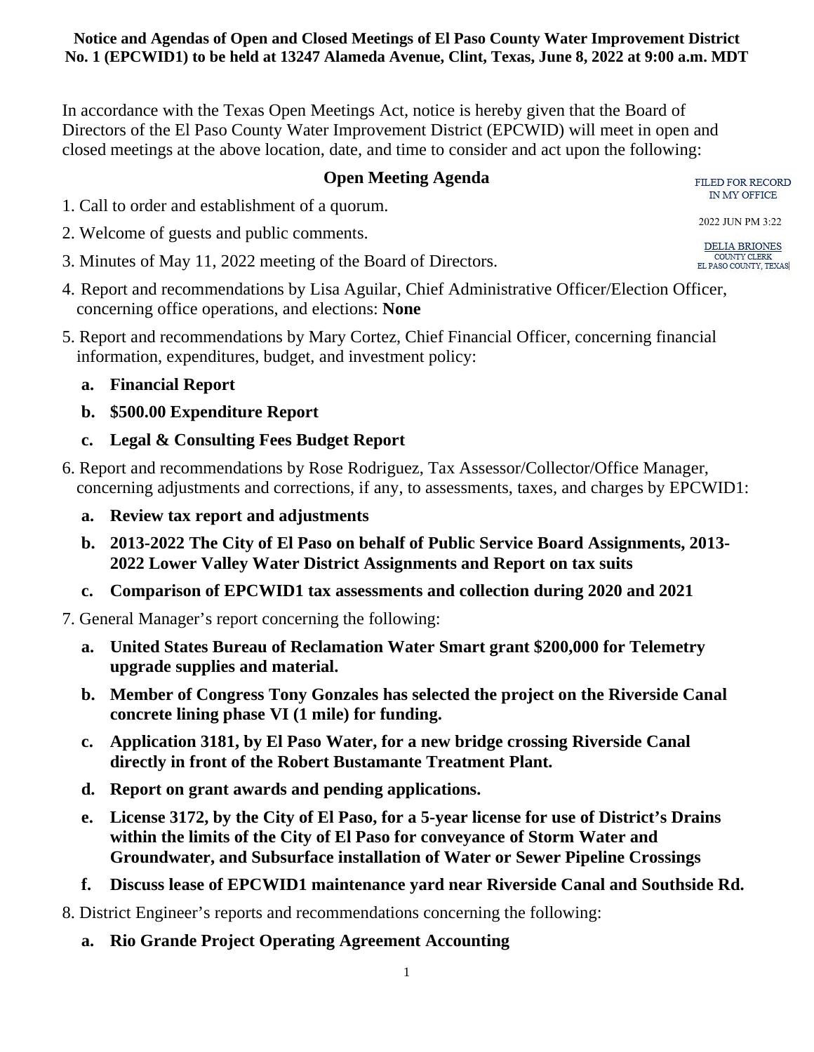**Notice and Agendas of Open and Closed Meetings of El Paso County Water Improvement District No. 1 (EPCWID1) to be held at 13247 Alameda Avenue, Clint, Texas, June 8, 2022 at 9:00 a.m. MDT**

In accordance with the Texas Open Meetings Act, notice is hereby given that the Board of Directors of the El Paso County Water Improvement District (EPCWID) will meet in open and closed meetings at the above location, date, and time to consider and act upon the following:

FILED FOR RECORD
IN MY OFFICE

2022 JUN PM 3:22

DELIA BRIONES
COUNTY CLERK
EL PASO COUNTY, TEXAS

## Open Meeting Agenda

1. Call to order and establishment of a quorum.
2. Welcome of guests and public comments.
3. Minutes of May 11, 2022 meeting of the Board of Directors.
4. Report and recommendations by Lisa Aguilar, Chief Administrative Officer/Election Officer, concerning office operations, and elections: **None**
5. Report and recommendations by Mary Cortez, Chief Financial Officer, concerning financial information, expenditures, budget, and investment policy:
   - **a. Financial Report**
   - **b. $500.00 Expenditure Report**
   - **c. Legal & Consulting Fees Budget Report**
6. Report and recommendations by Rose Rodriguez, Tax Assessor/Collector/Office Manager, concerning adjustments and corrections, if any, to assessments, taxes, and charges by EPCWID1:
   - **a. Review tax report and adjustments**
   - **b. 2013-2022 The City of El Paso on behalf of Public Service Board Assignments, 2013-2022 Lower Valley Water District Assignments and Report on tax suits**
   - **c. Comparison of EPCWID1 tax assessments and collection during 2020 and 2021**
7. General Manager's report concerning the following:
   - **a. United States Bureau of Reclamation Water Smart grant $200,000 for Telemetry upgrade supplies and material.**
   - **b. Member of Congress Tony Gonzales has selected the project on the Riverside Canal concrete lining phase VI (1 mile) for funding.**
   - **c. Application 3181, by El Paso Water, for a new bridge crossing Riverside Canal directly in front of the Robert Bustamante Treatment Plant.**
   - **d. Report on grant awards and pending applications.**
   - **e. License 3172, by the City of El Paso, for a 5-year license for use of District's Drains within the limits of the City of El Paso for conveyance of Storm Water and Groundwater, and Subsurface installation of Water or Sewer Pipeline Crossings**
   - **f. Discuss lease of EPCWID1 maintenance yard near Riverside Canal and Southside Rd.**
8. District Engineer's reports and recommendations concerning the following:
   - **a. Rio Grande Project Operating Agreement Accounting**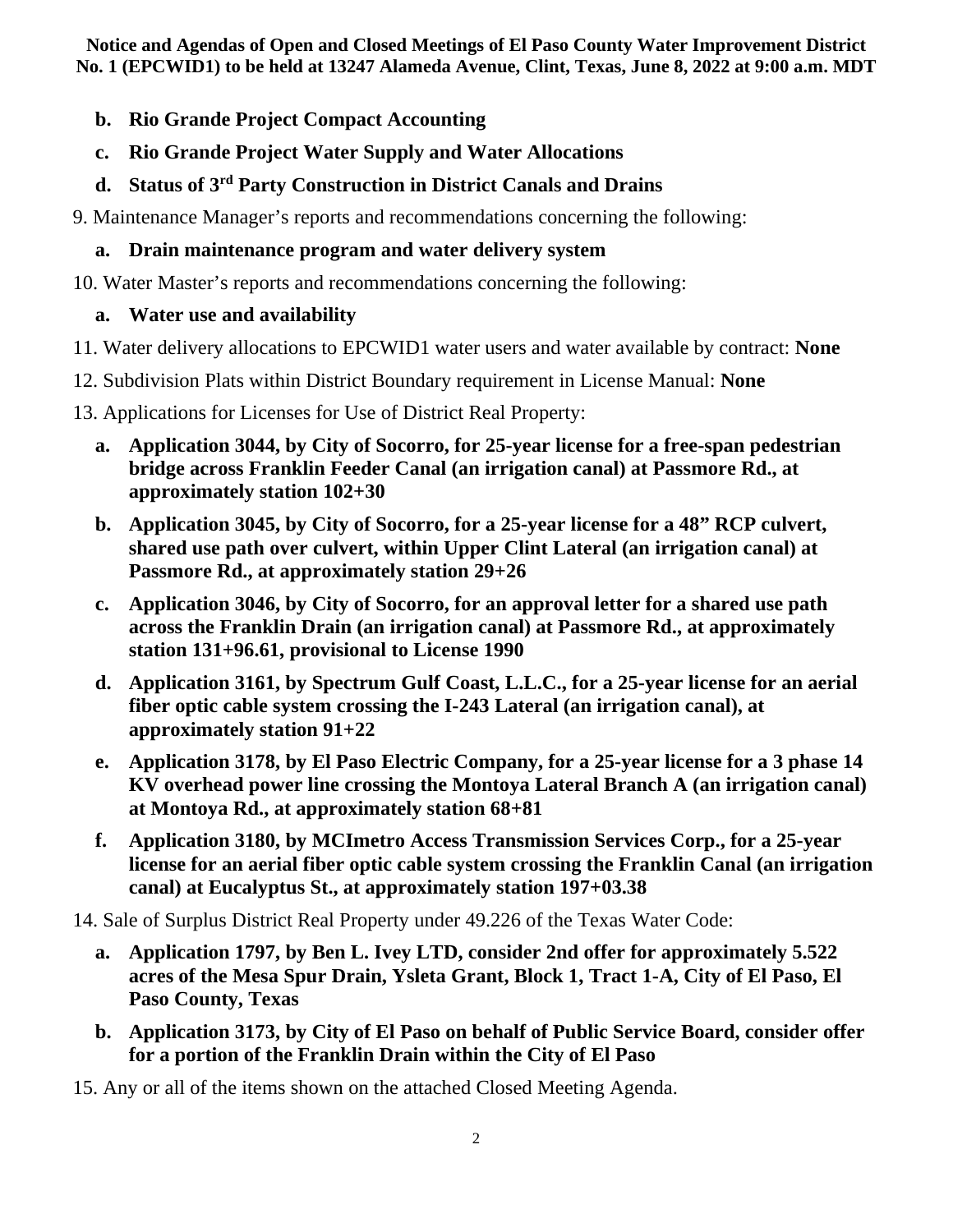**Notice and Agendas of Open and Closed Meetings of El Paso County Water Improvement District No. 1 (EPCWID1) to be held at 13247 Alameda Avenue, Clint, Texas, June 8, 2022 at 9:00 a.m. MDT**

- **b. Rio Grande Project Compact Accounting**
- **c. Rio Grande Project Water Supply and Water Allocations**
- **d. Status of 3rd Party Construction in District Canals and Drains**

9. Maintenance Manager's reports and recommendations concerning the following:
   - **a. Drain maintenance program and water delivery system**

10. Water Master's reports and recommendations concerning the following:
    - **a. Water use and availability**

11. Water delivery allocations to EPCWID1 water users and water available by contract: **None**

12. Subdivision Plats within District Boundary requirement in License Manual: **None**

13. Applications for Licenses for Use of District Real Property:
    - **a. Application 3044, by City of Socorro, for 25-year license for a free-span pedestrian bridge across Franklin Feeder Canal (an irrigation canal) at Passmore Rd., at approximately station 102+30**
    - **b. Application 3045, by City of Socorro, for a 25-year license for a 48" RCP culvert, shared use path over culvert, within Upper Clint Lateral (an irrigation canal) at Passmore Rd., at approximately station 29+26**
    - **c. Application 3046, by City of Socorro, for an approval letter for a shared use path across the Franklin Drain (an irrigation canal) at Passmore Rd., at approximately station 131+96.61, provisional to License 1990**
    - **d. Application 3161, by Spectrum Gulf Coast, L.L.C., for a 25-year license for an aerial fiber optic cable system crossing the I-243 Lateral (an irrigation canal), at approximately station 91+22**
    - **e. Application 3178, by El Paso Electric Company, for a 25-year license for a 3 phase 14 KV overhead power line crossing the Montoya Lateral Branch A (an irrigation canal) at Montoya Rd., at approximately station 68+81**
    - **f. Application 3180, by MCImetro Access Transmission Services Corp., for a 25-year license for an aerial fiber optic cable system crossing the Franklin Canal (an irrigation canal) at Eucalyptus St., at approximately station 197+03.38**

14. Sale of Surplus District Real Property under 49.226 of the Texas Water Code:
    - **a. Application 1797, by Ben L. Ivey LTD, consider 2nd offer for approximately 5.522 acres of the Mesa Spur Drain, Ysleta Grant, Block 1, Tract 1-A, City of El Paso, El Paso County, Texas**
    - **b. Application 3173, by City of El Paso on behalf of Public Service Board, consider offer for a portion of the Franklin Drain within the City of El Paso**

15. Any or all of the items shown on the attached Closed Meeting Agenda.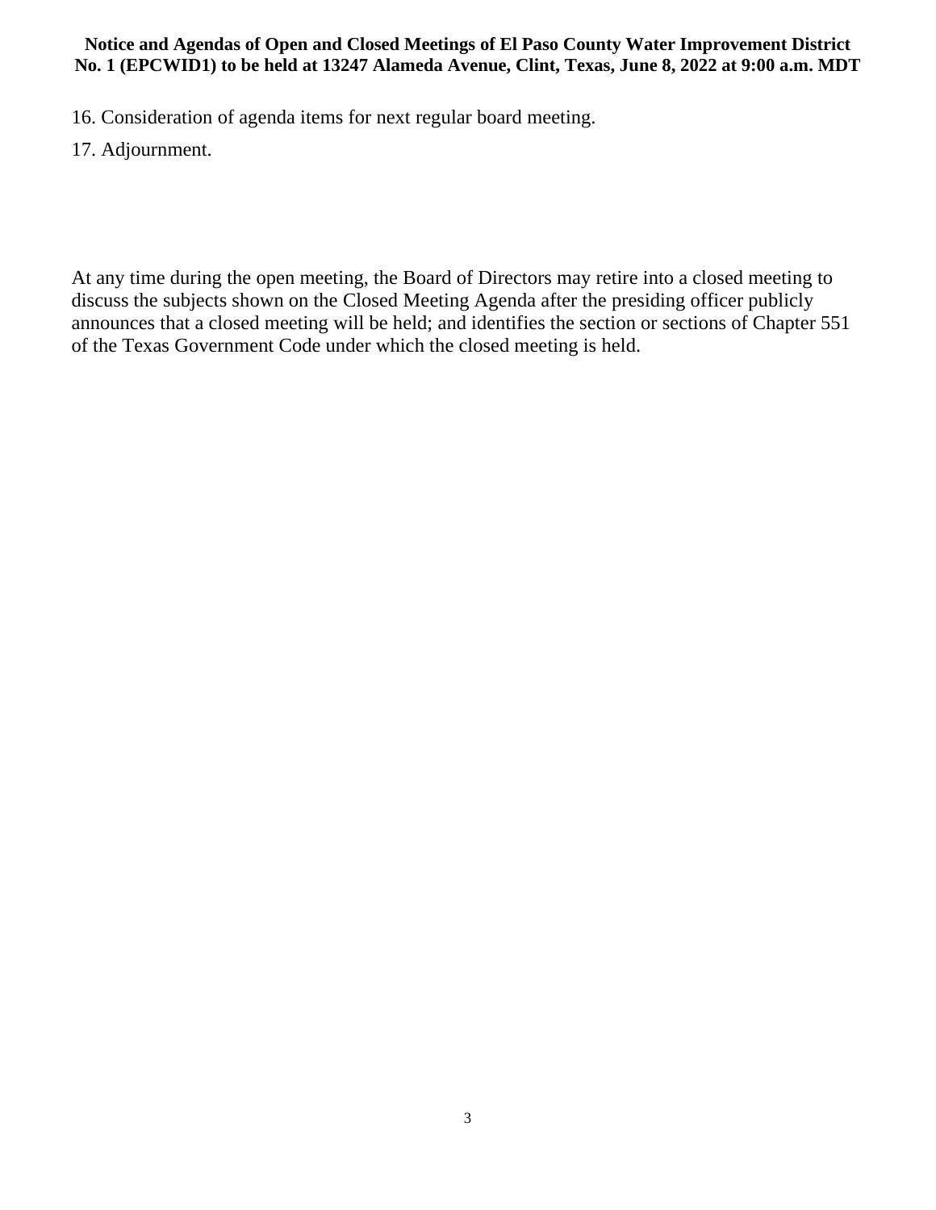16. Consideration of agenda items for next regular board meeting.

17. Adjournment.

At any time during the open meeting, the Board of Directors may retire into a closed meeting to discuss the subjects shown on the Closed Meeting Agenda after the presiding officer publicly announces that a closed meeting will be held; and identifies the section or sections of Chapter 551 of the Texas Government Code under which the closed meeting is held.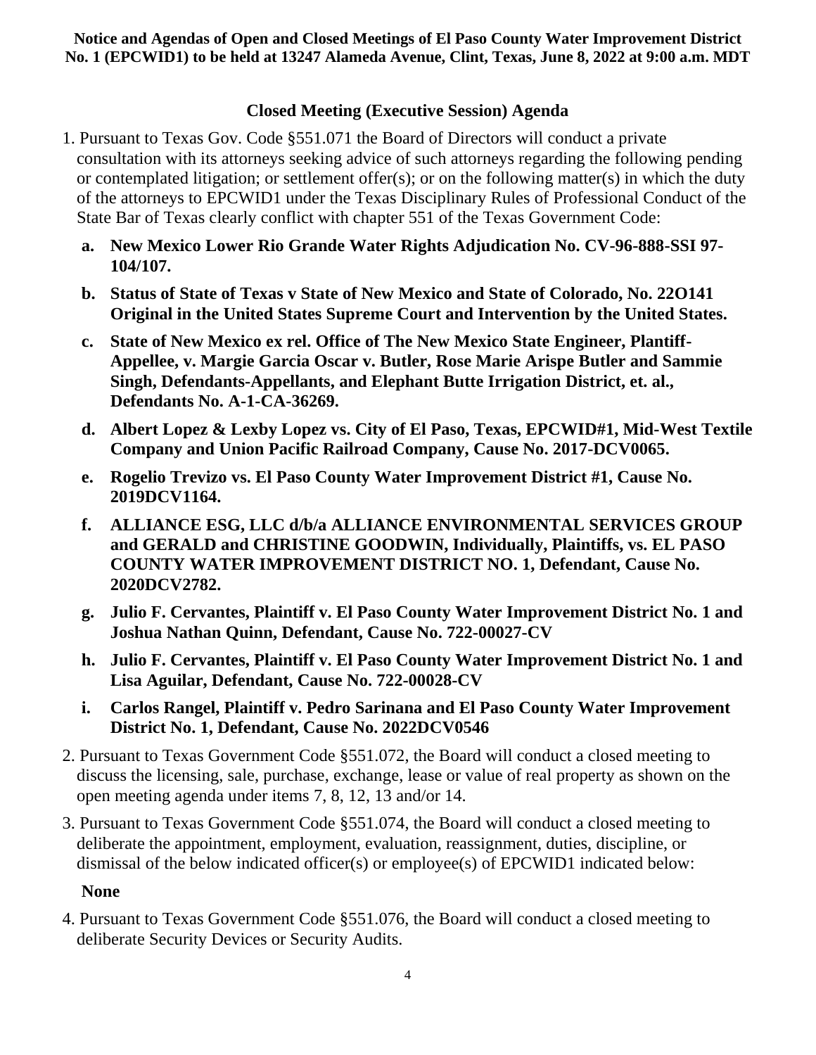**Notice and Agendas of Open and Closed Meetings of El Paso County Water Improvement District No. 1 (EPCWID1) to be held at 13247 Alameda Avenue, Clint, Texas, June 8, 2022 at 9:00 a.m. MDT**

## Closed Meeting (Executive Session) Agenda

1. Pursuant to Texas Gov. Code §551.071 the Board of Directors will conduct a private consultation with its attorneys seeking advice of such attorneys regarding the following pending or contemplated litigation; or settlement offer(s); or on the following matter(s) in which the duty of the attorneys to EPCWID1 under the Texas Disciplinary Rules of Professional Conduct of the State Bar of Texas clearly conflict with chapter 551 of the Texas Government Code:

   a. **New Mexico Lower Rio Grande Water Rights Adjudication No. CV-96-888-SSI 97-104/107.**

   b. **Status of State of Texas v State of New Mexico and State of Colorado, No. 22O141 Original in the United States Supreme Court and Intervention by the United States.**

   c. **State of New Mexico ex rel. Office of The New Mexico State Engineer, Plantiff-Appellee, v. Margie Garcia Oscar v. Butler, Rose Marie Arispe Butler and Sammie Singh, Defendants-Appellants, and Elephant Butte Irrigation District, et. al., Defendants No. A-1-CA-36269.**

   d. **Albert Lopez & Lexby Lopez vs. City of El Paso, Texas, EPCWID#1, Mid-West Textile Company and Union Pacific Railroad Company, Cause No. 2017-DCV0065.**

   e. **Rogelio Trevizo vs. El Paso County Water Improvement District #1, Cause No. 2019DCV1164.**

   f. **ALLIANCE ESG, LLC d/b/a ALLIANCE ENVIRONMENTAL SERVICES GROUP and GERALD and CHRISTINE GOODWIN, Individually, Plaintiffs, vs. EL PASO COUNTY WATER IMPROVEMENT DISTRICT NO. 1, Defendant, Cause No. 2020DCV2782.**

   g. **Julio F. Cervantes, Plaintiff v. El Paso County Water Improvement District No. 1 and Joshua Nathan Quinn, Defendant, Cause No. 722-00027-CV**

   h. **Julio F. Cervantes, Plaintiff v. El Paso County Water Improvement District No. 1 and Lisa Aguilar, Defendant, Cause No. 722-00028-CV**

   i. **Carlos Rangel, Plaintiff v. Pedro Sarinana and El Paso County Water Improvement District No. 1, Defendant, Cause No. 2022DCV0546**

2. Pursuant to Texas Government Code §551.072, the Board will conduct a closed meeting to discuss the licensing, sale, purchase, exchange, lease or value of real property as shown on the open meeting agenda under items 7, 8, 12, 13 and/or 14.

3. Pursuant to Texas Government Code §551.074, the Board will conduct a closed meeting to deliberate the appointment, employment, evaluation, reassignment, duties, discipline, or dismissal of the below indicated officer(s) or employee(s) of EPCWID1 indicated below:

   **None**

4. Pursuant to Texas Government Code §551.076, the Board will conduct a closed meeting to deliberate Security Devices or Security Audits.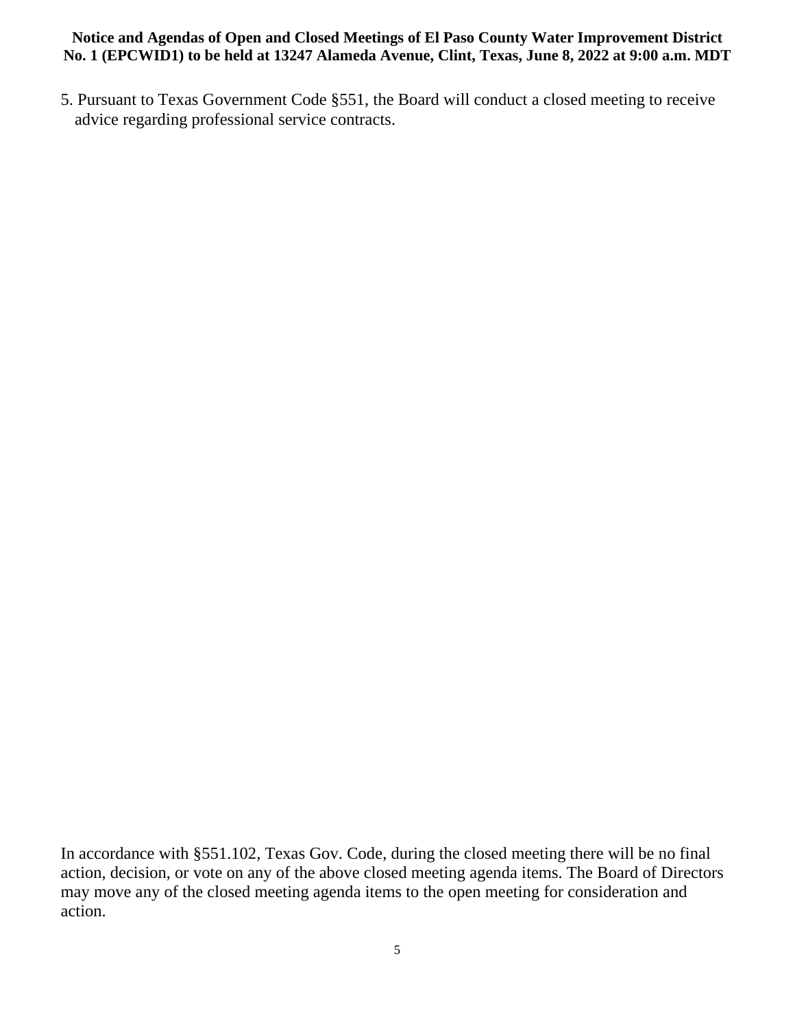5. Pursuant to Texas Government Code §551, the Board will conduct a closed meeting to receive advice regarding professional service contracts.

In accordance with §551.102, Texas Gov. Code, during the closed meeting there will be no final action, decision, or vote on any of the above closed meeting agenda items. The Board of Directors may move any of the closed meeting agenda items to the open meeting for consideration and action.